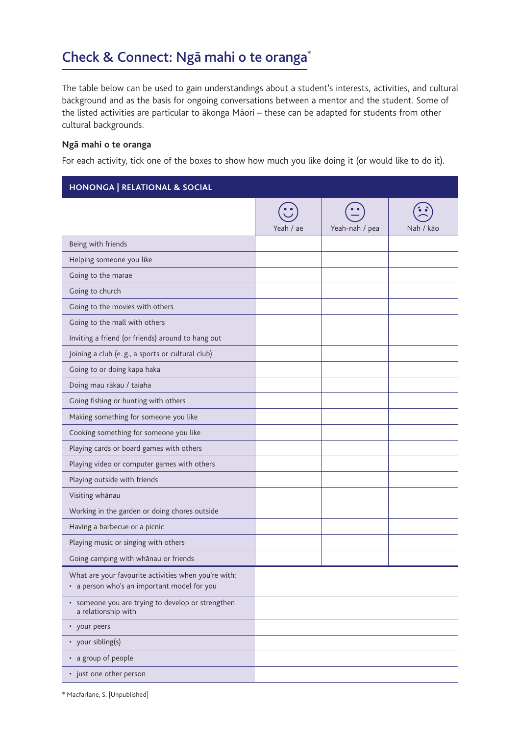# Check & Connect: Ngā mahi o te oranga*

The table below can be used to gain understandings about a student's interests, activities, and cultural background and as the basis for ongoing conversations between a mentor and the student. Some of the listed activities are particular to ākonga Māori – these can be adapted for students from other cultural backgrounds.

**Ngā mahi o te oranga**

For each activity, tick one of the boxes to show how much you like doing it (or would like to do it).

| HONONGA \| RELATIONAL & SOCIAL | | | |
|---|---|---|---|
| | Yeah / ae | Yeah-nah / pea | Nah / kāo |
| Being with friends | | | |
| Helping someone you like | | | |
| Going to the marae | | | |
| Going to church | | | |
| Going to the movies with others | | | |
| Going to the mall with others | | | |
| Inviting a friend (or friends) around to hang out | | | |
| Joining a club (e..g., a sports or cultural club) | | | |
| Going to or doing kapa haka | | | |
| Doing mau rākau / taiaha | | | |
| Going fishing or hunting with others | | | |
| Making something for someone you like | | | |
| Cooking something for someone you like | | | |
| Playing cards or board games with others | | | |
| Playing video or computer games with others | | | |
| Playing outside with friends | | | |
| Visiting whānau | | | |
| Working in the garden or doing chores outside | | | |
| Having a barbecue or a picnic | | | |
| Playing music or singing with others | | | |
| Going camping with whānau or friends | | | |
| What are your favourite activities when you're with:<br>• a person who's an important model for you | | | |
| • someone you are trying to develop or strengthen a relationship with | | | |
| • your peers | | | |
| • your sibling(s) | | | |
| • a group of people | | | |
| • just one other person | | | |

* Macfarlane, S. [Unpublished]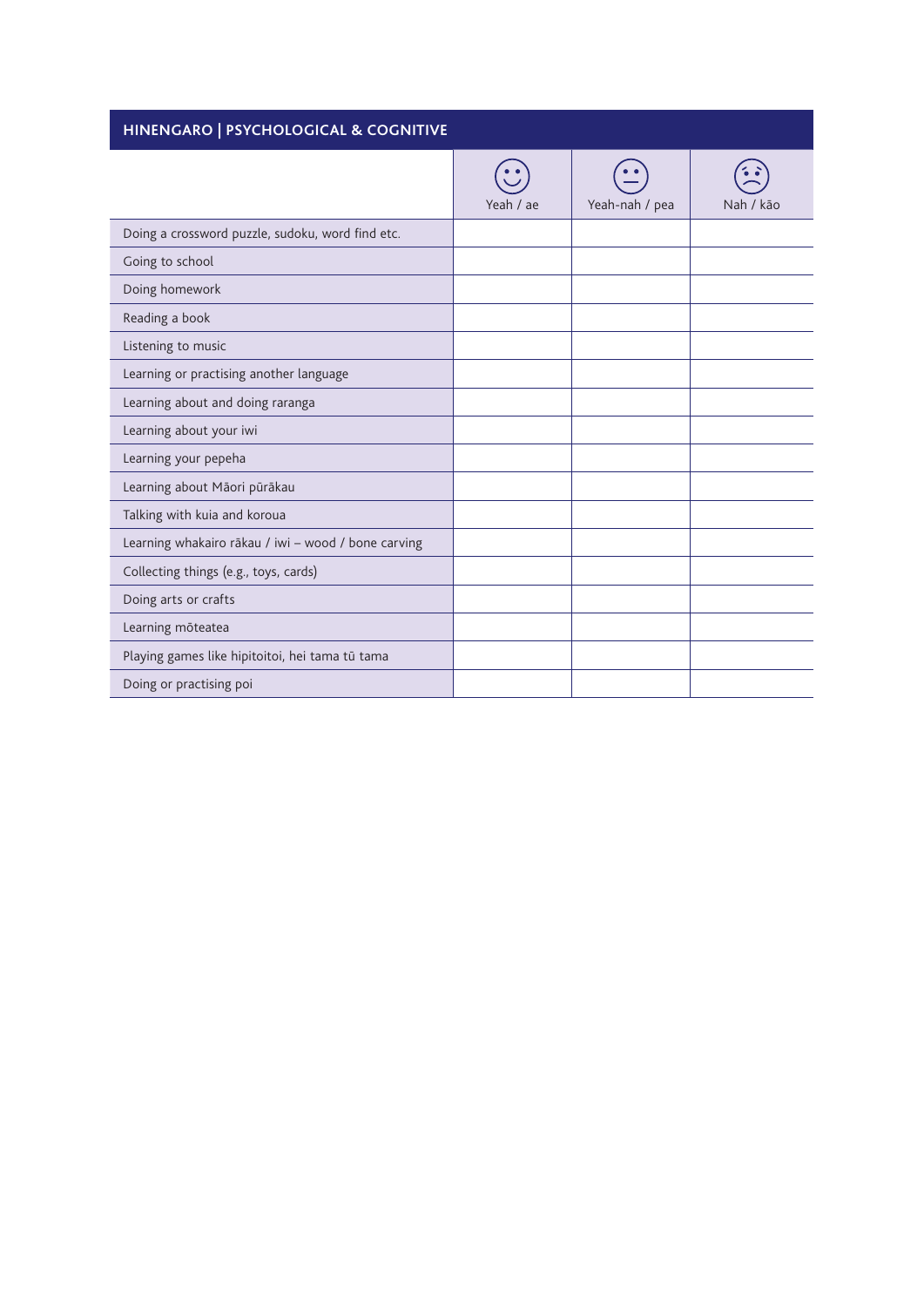## HINENGARO | PSYCHOLOGICAL & COGNITIVE

| | Yeah / ae | Yeah-nah / pea | Nah / kāo |
|---|---|---|---|
| Doing a crossword puzzle, sudoku, word find etc. | | | |
| Going to school | | | |
| Doing homework | | | |
| Reading a book | | | |
| Listening to music | | | |
| Learning or practising another language | | | |
| Learning about and doing raranga | | | |
| Learning about your iwi | | | |
| Learning your pepeha | | | |
| Learning about Māori pūrākau | | | |
| Talking with kuia and koroua | | | |
| Learning whakairo rākau / iwi – wood / bone carving | | | |
| Collecting things (e.g., toys, cards) | | | |
| Doing arts or crafts | | | |
| Learning mōteatea | | | |
| Playing games like hipitoitoi, hei tama tū tama | | | |
| Doing or practising poi | | | |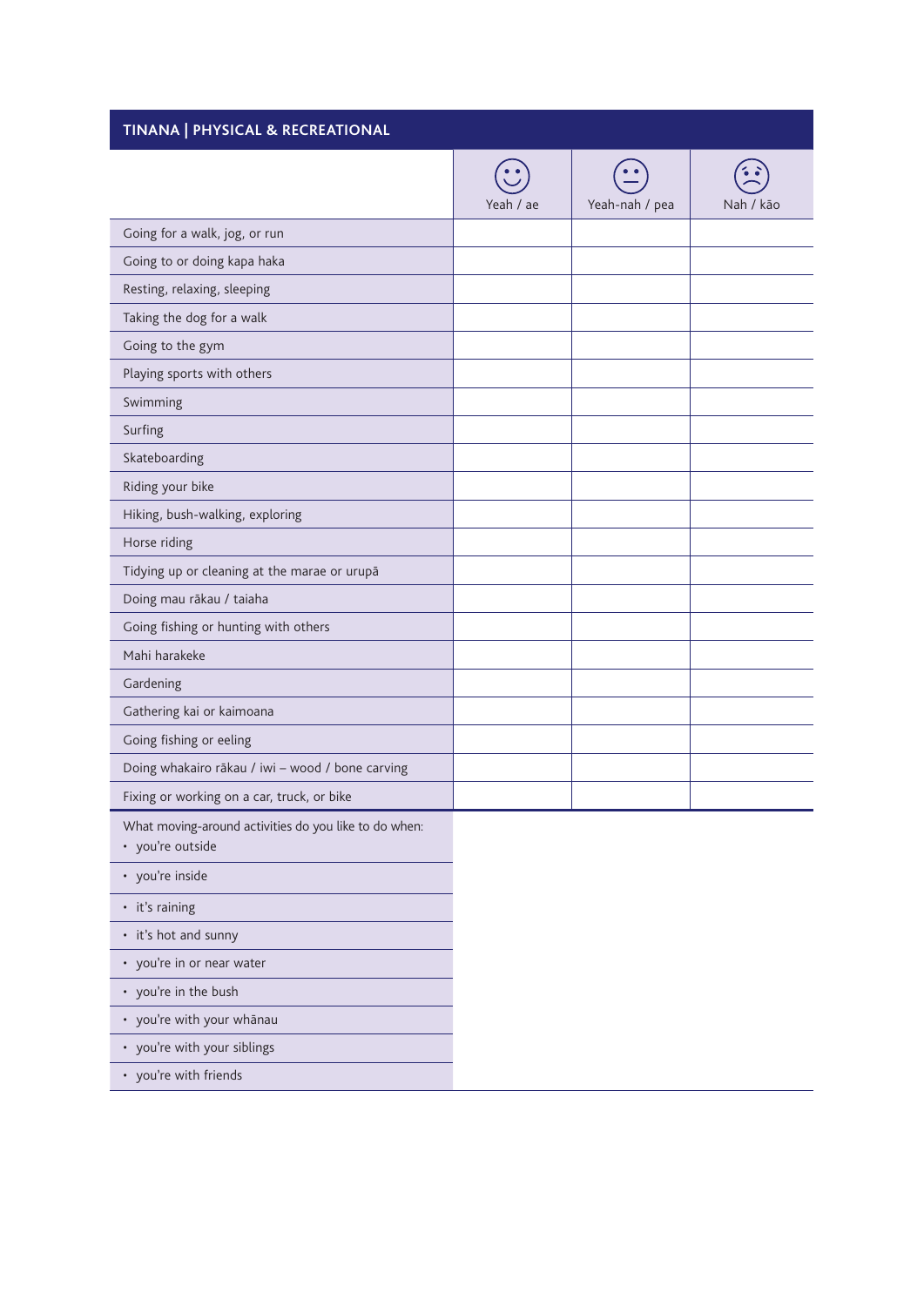## TINANA | PHYSICAL & RECREATIONAL

| | Yeah / ae | Yeah-nah / pea | Nah / kāo |
|---|---|---|---|
| Going for a walk, jog, or run | | | |
| Going to or doing kapa haka | | | |
| Resting, relaxing, sleeping | | | |
| Taking the dog for a walk | | | |
| Going to the gym | | | |
| Playing sports with others | | | |
| Swimming | | | |
| Surfing | | | |
| Skateboarding | | | |
| Riding your bike | | | |
| Hiking, bush-walking, exploring | | | |
| Horse riding | | | |
| Tidying up or cleaning at the marae or urupā | | | |
| Doing mau rākau / taiaha | | | |
| Going fishing or hunting with others | | | |
| Mahi harakeke | | | |
| Gardening | | | |
| Gathering kai or kaimoana | | | |
| Going fishing or eeling | | | |
| Doing whakairo rākau / iwi – wood / bone carving | | | |
| Fixing or working on a car, truck, or bike | | | |

| What moving-around activities do you like to do when: | |
|---|---|
| • you're outside | |
| • you're inside | |
| • it's raining | |
| • it's hot and sunny | |
| • you're in or near water | |
| • you're in the bush | |
| • you're with your whānau | |
| • you're with your siblings | |
| • you're with friends | |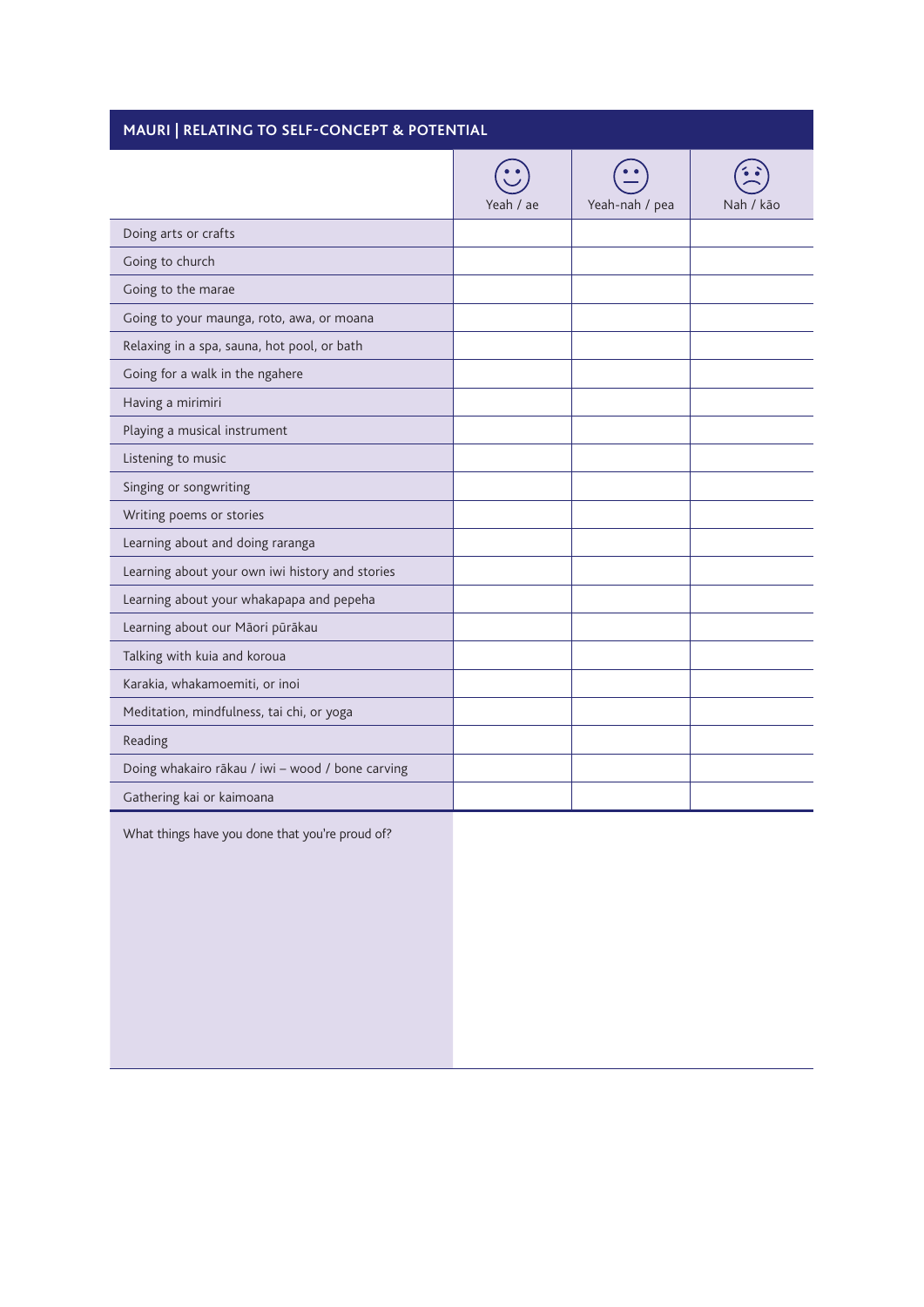## MAURI | RELATING TO SELF-CONCEPT & POTENTIAL

| | Yeah / ae | Yeah-nah / pea | Nah / kāo |
|---|---|---|---|
| Doing arts or crafts | | | |
| Going to church | | | |
| Going to the marae | | | |
| Going to your maunga, roto, awa, or moana | | | |
| Relaxing in a spa, sauna, hot pool, or bath | | | |
| Going for a walk in the ngahere | | | |
| Having a mirimiri | | | |
| Playing a musical instrument | | | |
| Listening to music | | | |
| Singing or songwriting | | | |
| Writing poems or stories | | | |
| Learning about and doing raranga | | | |
| Learning about your own iwi history and stories | | | |
| Learning about your whakapapa and pepeha | | | |
| Learning about our Māori pūrākau | | | |
| Talking with kuia and koroua | | | |
| Karakia, whakamoemiti, or inoi | | | |
| Meditation, mindfulness, tai chi, or yoga | | | |
| Reading | | | |
| Doing whakairo rākau / iwi – wood / bone carving | | | |
| Gathering kai or kaimoana | | | |

| | |
|---|---|
| What things have you done that you're proud of? | |